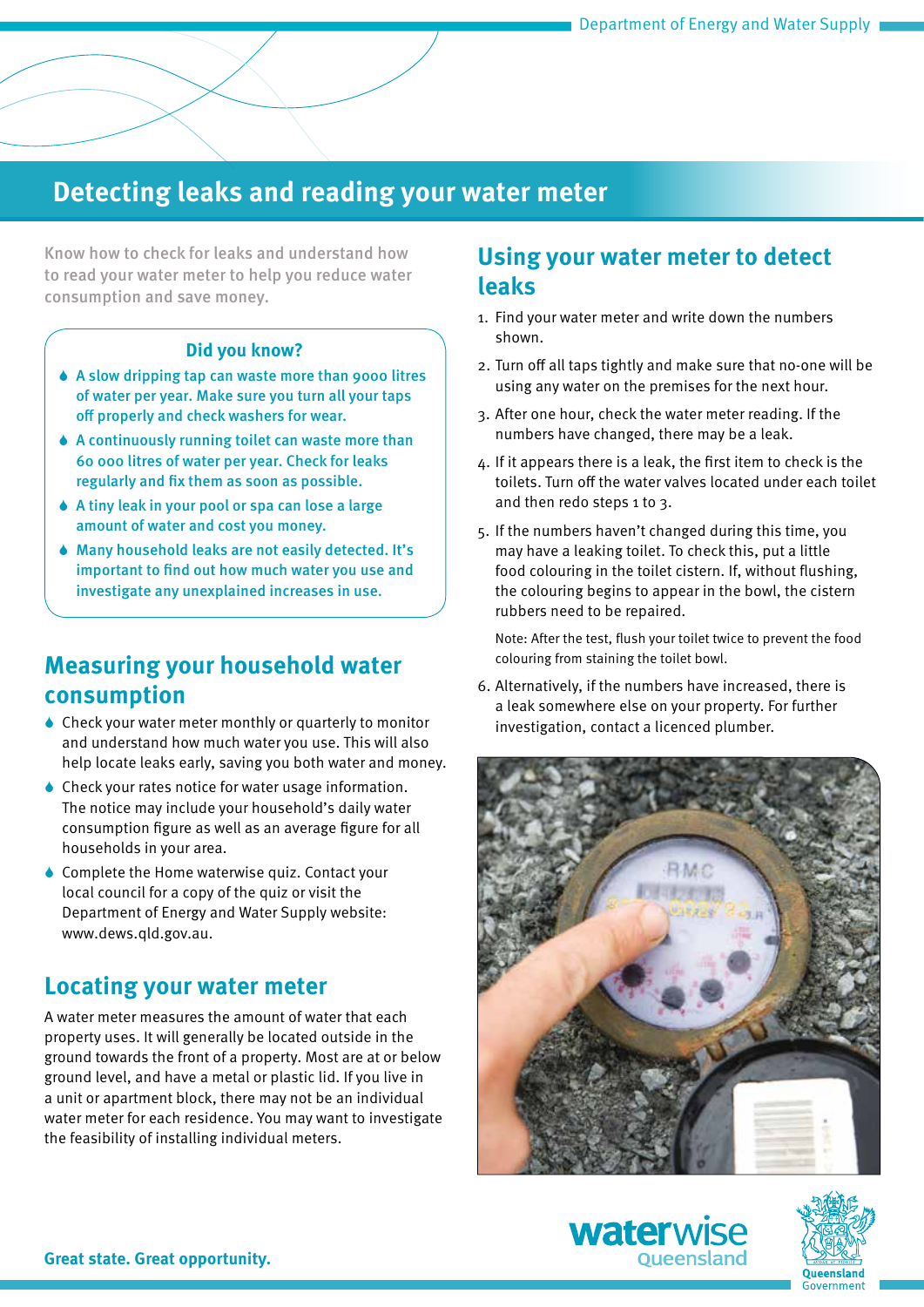# Detecting leaks and reading your water meter

Know how to check for leaks and understand how to read your water meter to help you reduce water consumption and save money.

### Did you know?

- A slow dripping tap can waste more than 9000 litres of water per year. Make sure you turn all your taps off properly and check washers for wear.
- A continuously running toilet can waste more than 60 000 litres of water per year. Check for leaks regularly and fix them as soon as possible.
- A tiny leak in your pool or spa can lose a large amount of water and cost you money.
- Many household leaks are not easily detected. It's important to find out how much water you use and investigate any unexplained increases in use.

## Measuring your household water consumption

- Check your water meter monthly or quarterly to monitor and understand how much water you use. This will also help locate leaks early, saving you both water and money.
- Check your rates notice for water usage information. The notice may include your household's daily water consumption figure as well as an average figure for all households in your area.
- Complete the Home waterwise quiz. Contact your local council for a copy of the quiz or visit the Department of Energy and Water Supply website: www.dews.qld.gov.au.

## Locating your water meter

A water meter measures the amount of water that each property uses. It will generally be located outside in the ground towards the front of a property. Most are at or below ground level, and have a metal or plastic lid. If you live in a unit or apartment block, there may not be an individual water meter for each residence. You may want to investigate the feasibility of installing individual meters.

## Using your water meter to detect leaks

1. Find your water meter and write down the numbers shown.
2. Turn off all taps tightly and make sure that no-one will be using any water on the premises for the next hour.
3. After one hour, check the water meter reading. If the numbers have changed, there may be a leak.
4. If it appears there is a leak, the first item to check is the toilets. Turn off the water valves located under each toilet and then redo steps 1 to 3.
5. If the numbers haven't changed during this time, you may have a leaking toilet. To check this, put a little food colouring in the toilet cistern. If, without flushing, the colouring begins to appear in the bowl, the cistern rubbers need to be repaired.

   Note: After the test, flush your toilet twice to prevent the food colouring from staining the toilet bowl.

6. Alternatively, if the numbers have increased, there is a leak somewhere else on your property. For further investigation, contact a licenced plumber.

**Great state. Great opportunity.**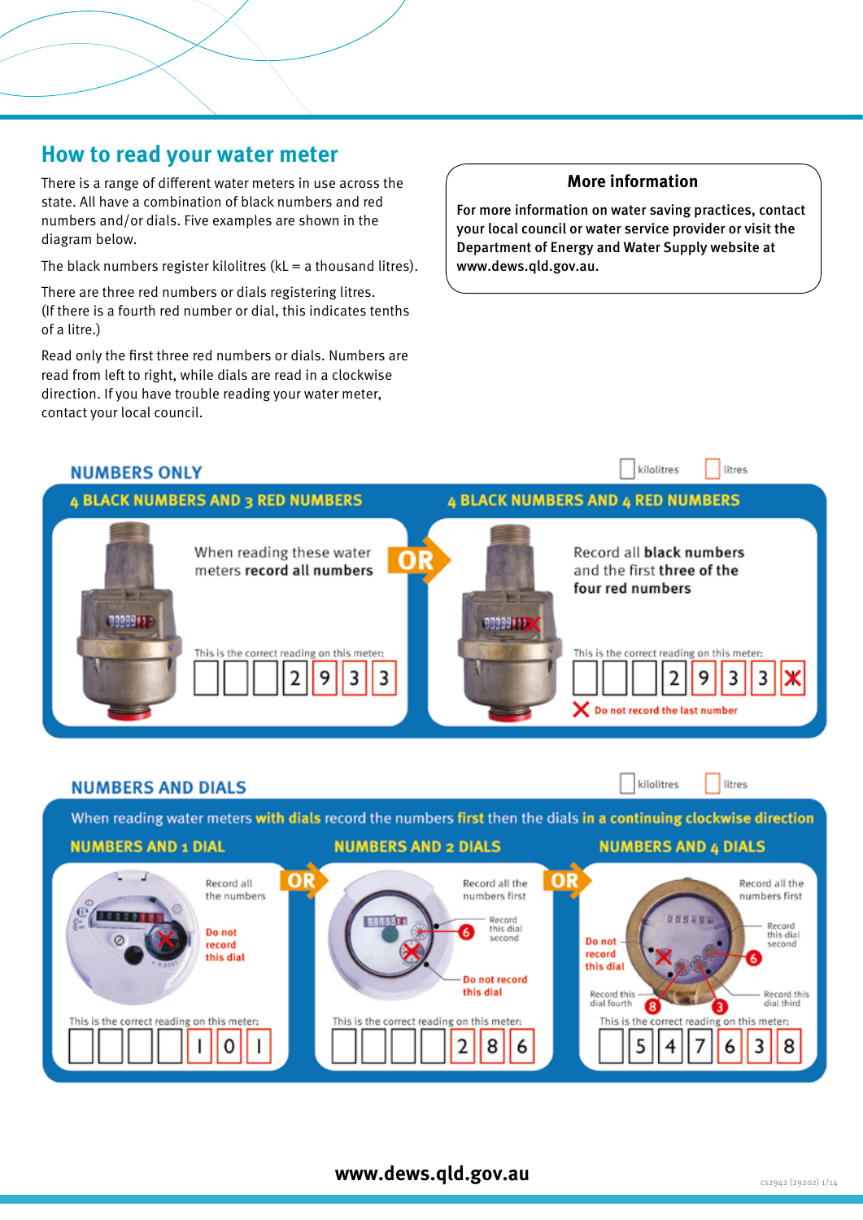## How to read your water meter

There is a range of different water meters in use across the state. All have a combination of black numbers and red numbers and/or dials. Five examples are shown in the diagram below.

The black numbers register kilolitres (kL = a thousand litres).

There are three red numbers or dials registering litres. (If there is a fourth red number or dial, this indicates tenths of a litre.)

Read only the first three red numbers or dials. Numbers are read from left to right, while dials are read in a clockwise direction. If you have trouble reading your water meter, contact your local council.

### More information

**For more information on water saving practices, contact your local council or water service provider or visit the Department of Energy and Water Supply website at www.dews.qld.gov.au.**

### NUMBERS ONLY

kilolitres litres

#### 4 BLACK NUMBERS AND 3 RED NUMBERS

When reading these water meters **record all numbers**

This is the correct reading on this meter:

| | | | | | | |
|---|---|---|---|---|---|---|
| | | | 2 | 9 | 3 | 3 |

OR

#### 4 BLACK NUMBERS AND 4 RED NUMBERS

Record all **black numbers** and the first **three of the four red numbers**

This is the correct reading on this meter:

| | | | | | | | |
|---|---|---|---|---|---|---|---|
| | | | 2 | 9 | 3 | 3 | X |

Do not record the last number

### NUMBERS AND DIALS

kilolitres litres

When reading water meters **with dials** record the numbers **first** then the dials **in a continuing clockwise direction**

#### NUMBERS AND 1 DIAL

Record all the numbers

Do not record this dial

This is the correct reading on this meter:

| | | | | | | |
|---|---|---|---|---|---|---|
| | | | | 1 | 0 | 1 |

OR

#### NUMBERS AND 2 DIALS

Record all the numbers first

Record this dial second

Do not record this dial

This is the correct reading on this meter:

| | | | | | | |
|---|---|---|---|---|---|---|
| | | | | 2 | 8 | 6 |

OR

#### NUMBERS AND 4 DIALS

Record all the numbers first

Record this dial second

Do not record this dial

Record this dial fourth

Record this dial third

This is the correct reading on this meter:

| | | | | | | |
|---|---|---|---|---|---|---|
| | 5 | 4 | 7 | 6 | 3 | 8 |

**www.dews.qld.gov.au**

CS2942 (29202) 1/14